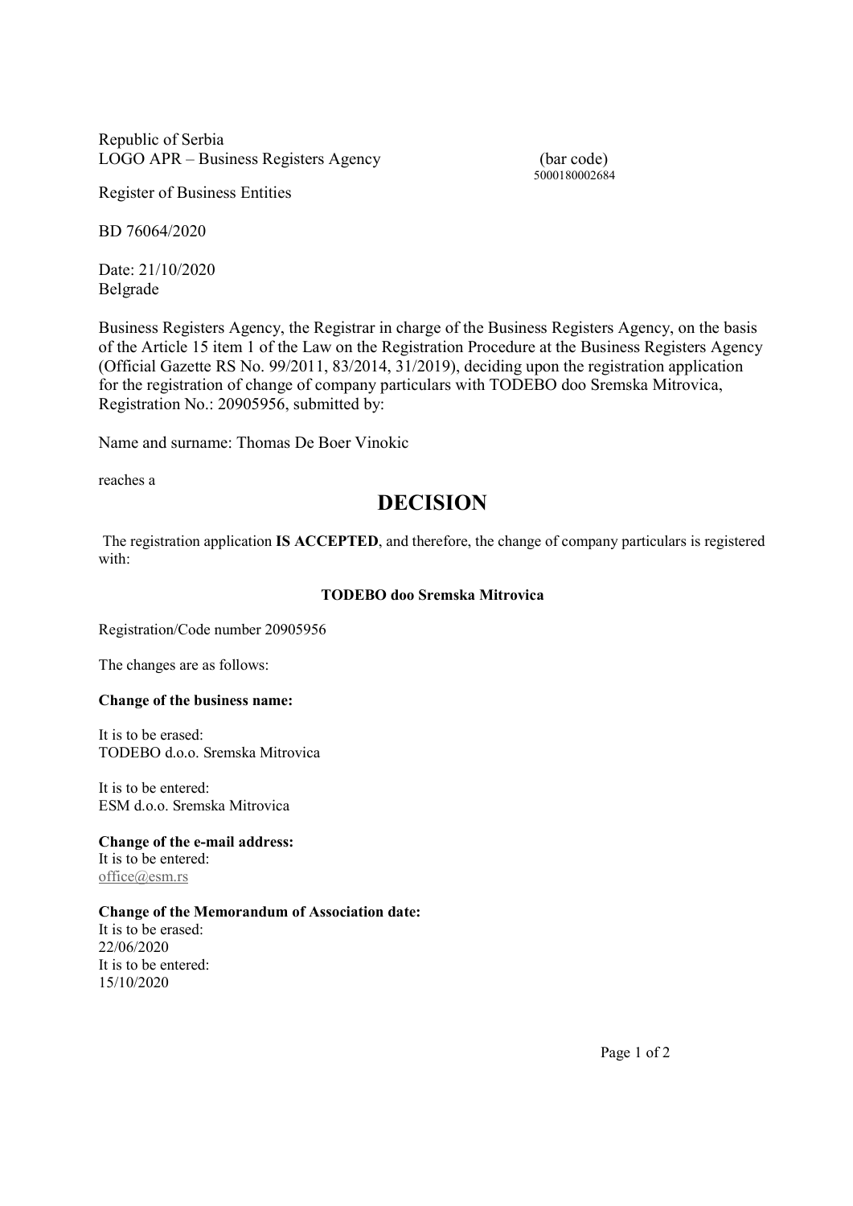Republic of Serbia
LOGO APR – Business Registers Agency (bar code)
5000180002684

Register of Business Entities

BD 76064/2020

Date: 21/10/2020
Belgrade

Business Registers Agency, the Registrar in charge of the Business Registers Agency, on the basis of the Article 15 item 1 of the Law on the Registration Procedure at the Business Registers Agency (Official Gazette RS No. 99/2011, 83/2014, 31/2019), deciding upon the registration application for the registration of change of company particulars with TODEBO doo Sremska Mitrovica, Registration No.: 20905956, submitted by:

Name and surname: Thomas De Boer Vinokic

reaches a

# DECISION

The registration application **IS ACCEPTED**, and therefore, the change of company particulars is registered with:

**TODEBO doo Sremska Mitrovica**

Registration/Code number 20905956

The changes are as follows:

**Change of the business name:**

It is to be erased:
TODEBO d.o.o. Sremska Mitrovica

It is to be entered:
ESM d.o.o. Sremska Mitrovica

**Change of the e-mail address:**
It is to be entered:
office@esm.rs

**Change of the Memorandum of Association date:**
It is to be erased:
22/06/2020
It is to be entered:
15/10/2020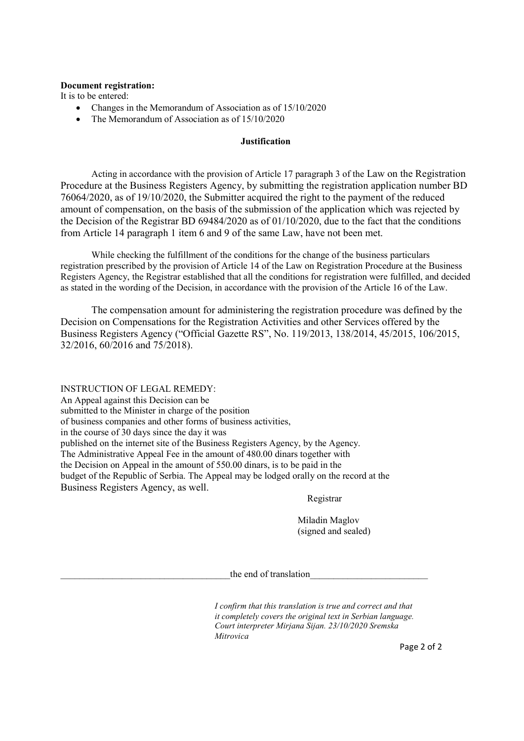**Document registration:**

It is to be entered:

- Changes in the Memorandum of Association as of 15/10/2020
- The Memorandum of Association as of 15/10/2020

**Justification**

Acting in accordance with the provision of Article 17 paragraph 3 of the Law on the Registration Procedure at the Business Registers Agency, by submitting the registration application number BD 76064/2020, as of 19/10/2020, the Submitter acquired the right to the payment of the reduced amount of compensation, on the basis of the submission of the application which was rejected by the Decision of the Registrar BD 69484/2020 as of 01/10/2020, due to the fact that the conditions from Article 14 paragraph 1 item 6 and 9 of the same Law, have not been met.

While checking the fulfillment of the conditions for the change of the business particulars registration prescribed by the provision of Article 14 of the Law on Registration Procedure at the Business Registers Agency, the Registrar established that all the conditions for registration were fulfilled, and decided as stated in the wording of the Decision, in accordance with the provision of the Article 16 of the Law.

The compensation amount for administering the registration procedure was defined by the Decision on Compensations for the Registration Activities and other Services offered by the Business Registers Agency ("Official Gazette RS", No. 119/2013, 138/2014, 45/2015, 106/2015, 32/2016, 60/2016 and 75/2018).

INSTRUCTION OF LEGAL REMEDY:
An Appeal against this Decision can be submitted to the Minister in charge of the position of business companies and other forms of business activities, in the course of 30 days since the day it was published on the internet site of the Business Registers Agency, by the Agency. The Administrative Appeal Fee in the amount of 480.00 dinars together with the Decision on Appeal in the amount of 550.00 dinars, is to be paid in the budget of the Republic of Serbia. The Appeal may be lodged orally on the record at the Business Registers Agency, as well.

Registrar

Miladin Maglov
(signed and sealed)

___________________________________the end of translation________________________

*I confirm that this translation is true and correct and that it completely covers the original text in Serbian language. Court interpreter Mirjana Sijan. 23/10/2020 Sremska Mitrovica*